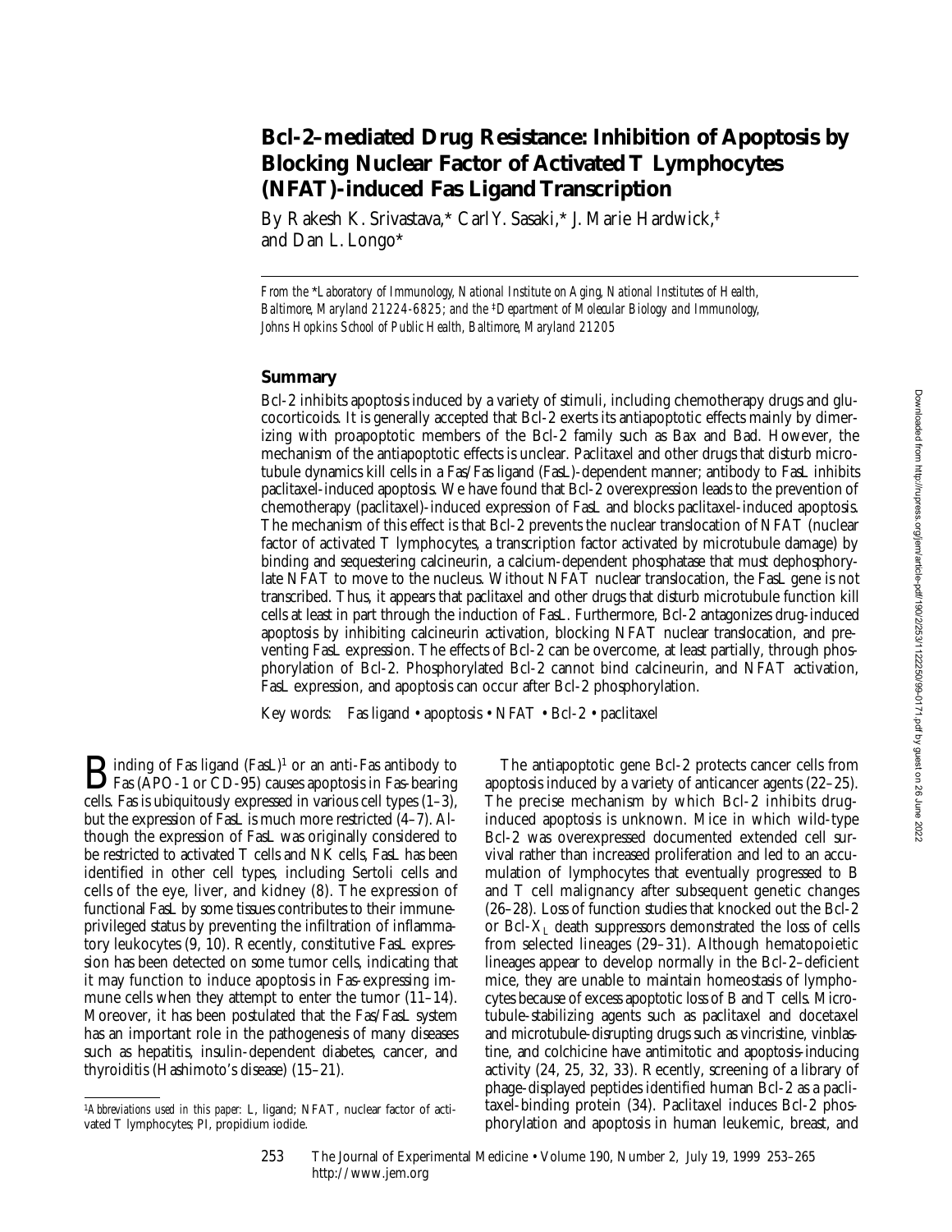# Bcl-2–mediated Drug Resistance: Inhibition of Apoptosis by Blocking Nuclear Factor of Activated T Lymphocytes (NFAT)-induced Fas Ligand Transcription

By Rakesh K. Srivastava,* Carl Y. Sasaki,* J. Marie Hardwick,‡ and Dan L. Longo*

*From the \*Laboratory of Immunology, National Institute on Aging, National Institutes of Health, Baltimore, Maryland 21224-6825; and the ‡Department of Molecular Biology and Immunology, Johns Hopkins School of Public Health, Baltimore, Maryland 21205*

## Summary

Bcl-2 inhibits apoptosis induced by a variety of stimuli, including chemotherapy drugs and glucocorticoids. It is generally accepted that Bcl-2 exerts its antiapoptotic effects mainly by dimerizing with proapoptotic members of the Bcl-2 family such as Bax and Bad. However, the mechanism of the antiapoptotic effects is unclear. Paclitaxel and other drugs that disturb microtubule dynamics kill cells in a Fas/Fas ligand (FasL)-dependent manner; antibody to FasL inhibits paclitaxel-induced apoptosis. We have found that Bcl-2 overexpression leads to the prevention of chemotherapy (paclitaxel)-induced expression of FasL and blocks paclitaxel-induced apoptosis. The mechanism of this effect is that Bcl-2 prevents the nuclear translocation of NFAT (nuclear factor of activated T lymphocytes, a transcription factor activated by microtubule damage) by binding and sequestering calcineurin, a calcium-dependent phosphatase that must dephosphorylate NFAT to move to the nucleus. Without NFAT nuclear translocation, the FasL gene is not transcribed. Thus, it appears that paclitaxel and other drugs that disturb microtubule function kill cells at least in part through the induction of FasL. Furthermore, Bcl-2 antagonizes drug-induced apoptosis by inhibiting calcineurin activation, blocking NFAT nuclear translocation, and preventing FasL expression. The effects of Bcl-2 can be overcome, at least partially, through phosphorylation of Bcl-2. Phosphorylated Bcl-2 cannot bind calcineurin, and NFAT activation, FasL expression, and apoptosis can occur after Bcl-2 phosphorylation.

Key words: Fas ligand • apoptosis • NFAT • Bcl-2 • paclitaxel

Binding of Fas ligand (FasL)[1] or an anti-Fas antibody to Fas (APO-1 or CD-95) causes apoptosis in Fas-bearing cells. Fas is ubiquitously expressed in various cell types (1–3), but the expression of FasL is much more restricted (4–7). Although the expression of FasL was originally considered to be restricted to activated T cells and NK cells, FasL has been identified in other cell types, including Sertoli cells and cells of the eye, liver, and kidney (8). The expression of functional FasL by some tissues contributes to their immune-privileged status by preventing the infiltration of inflammatory leukocytes (9, 10). Recently, constitutive FasL expression has been detected on some tumor cells, indicating that it may function to induce apoptosis in Fas-expressing immune cells when they attempt to enter the tumor (11–14). Moreover, it has been postulated that the Fas/FasL system has an important role in the pathogenesis of many diseases such as hepatitis, insulin-dependent diabetes, cancer, and thyroiditis (Hashimoto's disease) (15–21).

The antiapoptotic gene Bcl-2 protects cancer cells from apoptosis induced by a variety of anticancer agents (22–25). The precise mechanism by which Bcl-2 inhibits drug-induced apoptosis is unknown. Mice in which wild-type Bcl-2 was overexpressed documented extended cell survival rather than increased proliferation and led to an accumulation of lymphocytes that eventually progressed to B and T cell malignancy after subsequent genetic changes (26–28). Loss of function studies that knocked out the Bcl-2 or Bcl-$X_L$ death suppressors demonstrated the loss of cells from selected lineages (29–31). Although hematopoietic lineages appear to develop normally in the Bcl-2–deficient mice, they are unable to maintain homeostasis of lymphocytes because of excess apoptotic loss of B and T cells. Microtubule-stabilizing agents such as paclitaxel and docetaxel and microtubule-disrupting drugs such as vincristine, vinblastine, and colchicine have antimitotic and apoptosis-inducing activity (24, 25, 32, 33). Recently, screening of a library of phage-displayed peptides identified human Bcl-2 as a paclitaxel-binding protein (34). Paclitaxel induces Bcl-2 phosphorylation and apoptosis in human leukemic, breast, and

[1] *Abbreviations used in this paper:* L, ligand; NFAT, nuclear factor of activated T lymphocytes; PI, propidium iodide.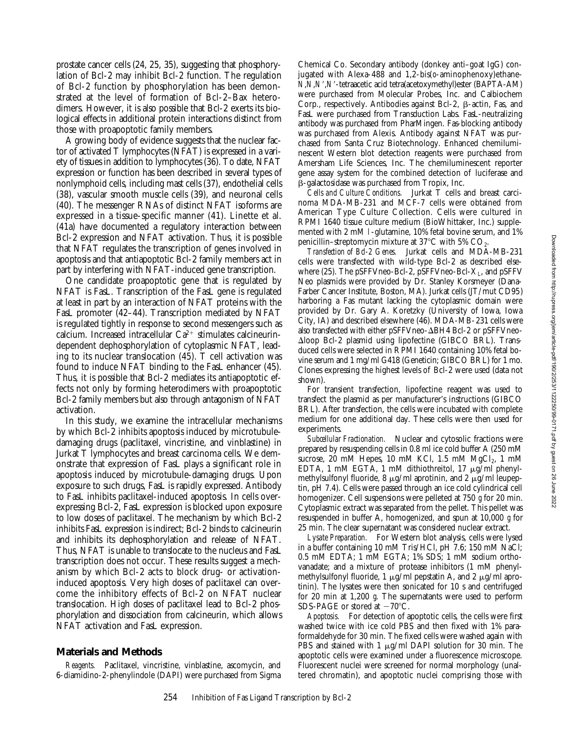prostate cancer cells (24, 25, 35), suggesting that phosphorylation of Bcl-2 may inhibit Bcl-2 function. The regulation of Bcl-2 function by phosphorylation has been demonstrated at the level of formation of Bcl-2–Bax heterodimers. However, it is also possible that Bcl-2 exerts its biological effects in additional protein interactions distinct from those with proapoptotic family members.

A growing body of evidence suggests that the nuclear factor of activated T lymphocytes (NFAT) is expressed in a variety of tissues in addition to lymphocytes (36). To date, NFAT expression or function has been described in several types of nonlymphoid cells, including mast cells (37), endothelial cells (38), vascular smooth muscle cells (39), and neuronal cells (40). The messenger RNAs of distinct NFAT isoforms are expressed in a tissue-specific manner (41). Linette et al. (41a) have documented a regulatory interaction between Bcl-2 expression and NFAT activation. Thus, it is possible that NFAT regulates the transcription of genes involved in apoptosis and that antiapoptotic Bcl-2 family members act in part by interfering with NFAT-induced gene transcription.

One candidate proapoptotic gene that is regulated by NFAT is FasL. Transcription of the FasL gene is regulated at least in part by an interaction of NFAT proteins with the FasL promoter (42–44). Transcription mediated by NFAT is regulated tightly in response to second messengers such as calcium. Increased intracellular $Ca^{2+}$ stimulates calcineurin-dependent dephosphorylation of cytoplasmic NFAT, leading to its nuclear translocation (45). T cell activation was found to induce NFAT binding to the FasL enhancer (45). Thus, it is possible that Bcl-2 mediates its antiapoptotic effects not only by forming heterodimers with proapoptotic Bcl-2 family members but also through antagonism of NFAT activation.

In this study, we examine the intracellular mechanisms by which Bcl-2 inhibits apoptosis induced by microtubule-damaging drugs (paclitaxel, vincristine, and vinblastine) in Jurkat T lymphocytes and breast carcinoma cells. We demonstrate that expression of FasL plays a significant role in apoptosis induced by microtubule-damaging drugs. Upon exposure to such drugs, FasL is rapidly expressed. Antibody to FasL inhibits paclitaxel-induced apoptosis. In cells overexpressing Bcl-2, FasL expression is blocked upon exposure to low doses of paclitaxel. The mechanism by which Bcl-2 inhibits FasL expression is indirect; Bcl-2 binds to calcineurin and inhibits its dephosphorylation and release of NFAT. Thus, NFAT is unable to translocate to the nucleus and FasL transcription does not occur. These results suggest a mechanism by which Bcl-2 acts to block drug- or activation-induced apoptosis. Very high doses of paclitaxel can overcome the inhibitory effects of Bcl-2 on NFAT nuclear translocation. High doses of paclitaxel lead to Bcl-2 phosphorylation and dissociation from calcineurin, which allows NFAT activation and FasL expression.

## Materials and Methods

*Reagents.* Paclitaxel, vincristine, vinblastine, ascomycin, and 6-diamidino-2-phenylindole (DAPI) were purchased from Sigma Chemical Co. Secondary antibody (donkey anti–goat IgG) conjugated with Alexa-488 and 1,2-bis(*o*-aminophenoxy)ethane-*N,N,N′,N′*-tetraacetic acid tetra(acetoxymethyl)ester (BAPTA-AM) were purchased from Molecular Probes, Inc. and Calbiochem Corp., respectively. Antibodies against Bcl-2, β-actin, Fas, and FasL were purchased from Transduction Labs. FasL-neutralizing antibody was purchased from PharMingen. Fas-blocking antibody was purchased from Alexis. Antibody against NFAT was purchased from Santa Cruz Biotechnology. Enhanced chemiluminescent Western blot detection reagents were purchased from Amersham Life Sciences, Inc. The chemiluminescent reporter gene assay system for the combined detection of luciferase and β-galactosidase was purchased from Tropix, Inc.

*Cells and Culture Conditions.* Jurkat T cells and breast carcinoma MDA-MB-231 and MCF-7 cells were obtained from American Type Culture Collection. Cells were cultured in RPMI 1640 tissue culture medium (BioWhittaker, Inc.) supplemented with 2 mM *l*-glutamine, 10% fetal bovine serum, and 1% penicillin–streptomycin mixture at 37°C with 5% $CO_2$.

*Transfection of Bcl-2 Genes.* Jurkat cells and MDA-MB-231 cells were transfected with wild-type Bcl-2 as described elsewhere (25). The pSFFVneo-Bcl-2, pSFFVneo-Bcl-$X_L$, and pSFFV Neo plasmids were provided by Dr. Stanley Korsmeyer (Dana-Farber Cancer Institute, Boston, MA). Jurkat cells (JT/mut CD95) harboring a Fas mutant lacking the cytoplasmic domain were provided by Dr. Gary A. Koretzky (University of Iowa, Iowa City, IA) and described elsewhere (46). MDA-MB-231 cells were also transfected with either pSFFVneo-ΔBH4 Bcl-2 or pSFFVneo-Δloop Bcl-2 plasmid using lipofectine (GIBCO BRL). Transduced cells were selected in RPMI 1640 containing 10% fetal bovine serum and 1 mg/ml G418 (Geneticin; GIBCO BRL) for 1 mo. Clones expressing the highest levels of Bcl-2 were used (data not shown).

For transient transfection, lipofectine reagent was used to transfect the plasmid as per manufacturer's instructions (GIBCO BRL). After transfection, the cells were incubated with complete medium for one additional day. These cells were then used for experiments.

*Subcellular Fractionation.* Nuclear and cytosolic fractions were prepared by resuspending cells in 0.8 ml ice cold buffer A (250 mM sucrose, 20 mM Hepes, 10 mM KCl, 1.5 mM $MgCl_2$, 1 mM EDTA, 1 mM EGTA, 1 mM dithiothreitol, 17 μg/ml phenylmethylsulfonyl fluoride, 8 μg/ml aprotinin, and 2 μg/ml leupeptin, pH 7.4). Cells were passed through an ice cold cylindrical cell homogenizer. Cell suspensions were pelleted at 750 *g* for 20 min. Cytoplasmic extract was separated from the pellet. This pellet was resuspended in buffer A, homogenized, and spun at 10,000 *g* for 25 min. The clear supernatant was considered nuclear extract.

*Lysate Preparation.* For Western blot analysis, cells were lysed in a buffer containing 10 mM Tris/HCl, pH 7.6; 150 mM NaCl; 0.5 mM EDTA; 1 mM EGTA; 1% SDS; 1 mM sodium orthovanadate; and a mixture of protease inhibitors (1 mM phenylmethylsulfonyl fluoride, 1 μg/ml pepstatin A, and 2 μg/ml aprotinin). The lysates were then sonicated for 10 s and centrifuged for 20 min at 1,200 *g*. The supernatants were used to perform SDS-PAGE or stored at −70°C.

*Apoptosis.* For detection of apoptotic cells, the cells were first washed twice with ice cold PBS and then fixed with 1% paraformaldehyde for 30 min. The fixed cells were washed again with PBS and stained with 1 μg/ml DAPI solution for 30 min. The apoptotic cells were examined under a fluorescence microscope. Fluorescent nuclei were screened for normal morphology (unaltered chromatin), and apoptotic nuclei comprising those with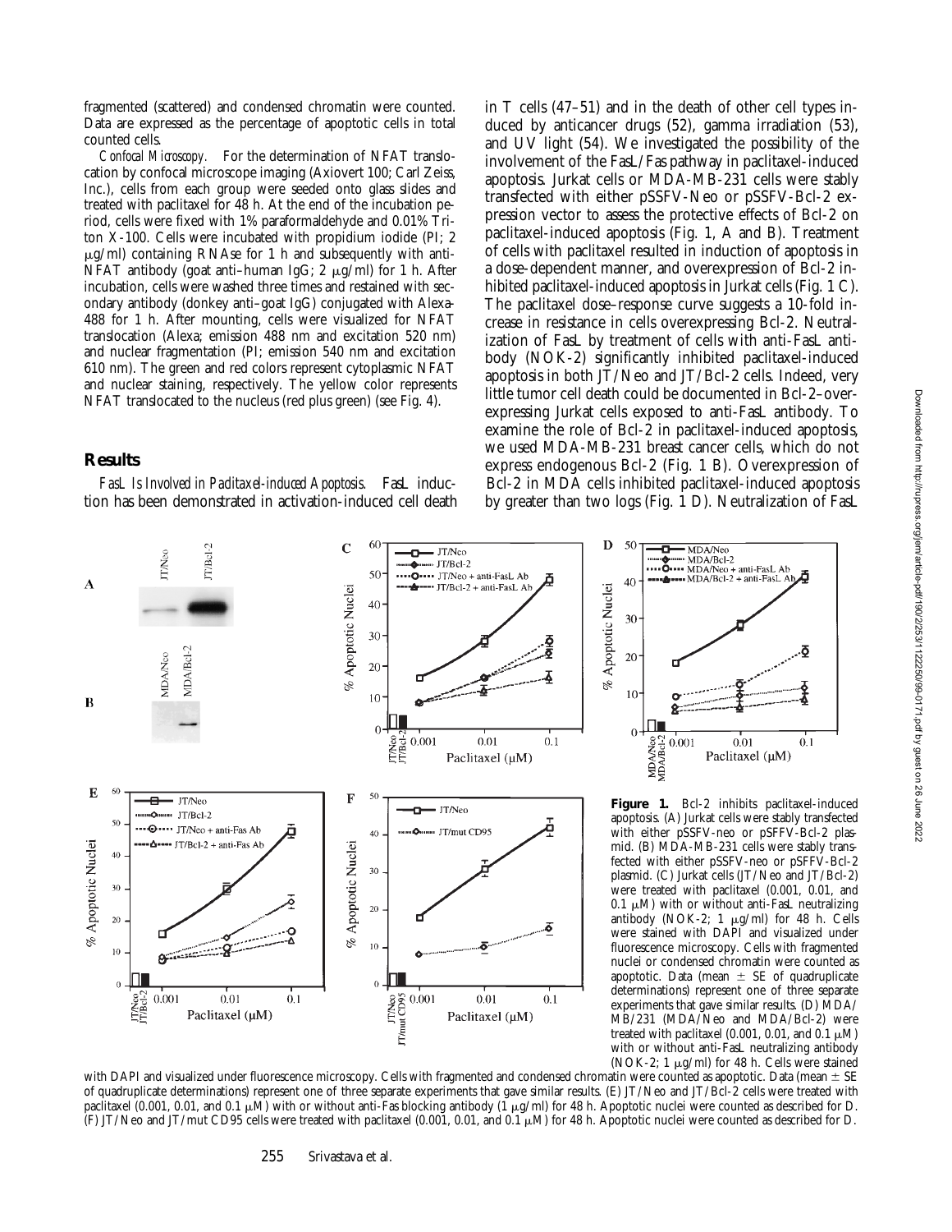fragmented (scattered) and condensed chromatin were counted. Data are expressed as the percentage of apoptotic cells in total counted cells.

*Confocal Microscopy.* For the determination of NFAT translocation by confocal microscope imaging (Axiovert 100; Carl Zeiss, Inc.), cells from each group were seeded onto glass slides and treated with paclitaxel for 48 h. At the end of the incubation period, cells were fixed with 1% paraformaldehyde and 0.01% Triton X-100. Cells were incubated with propidium iodide (PI; 2 μg/ml) containing RNAse for 1 h and subsequently with anti-NFAT antibody (goat anti–human IgG; 2 μg/ml) for 1 h. After incubation, cells were washed three times and restained with secondary antibody (donkey anti–goat IgG) conjugated with Alexa-488 for 1 h. After mounting, cells were visualized for NFAT translocation (Alexa; emission 488 nm and excitation 520 nm) and nuclear fragmentation (PI; emission 540 nm and excitation 610 nm). The green and red colors represent cytoplasmic NFAT and nuclear staining, respectively. The yellow color represents NFAT translocated to the nucleus (red plus green) (see Fig. 4).

## Results

*FasL Is Involved in Paclitaxel-induced Apoptosis.* FasL induction has been demonstrated in activation-induced cell death in T cells (47–51) and in the death of other cell types induced by anticancer drugs (52), gamma irradiation (53), and UV light (54). We investigated the possibility of the involvement of the FasL/Fas pathway in paclitaxel-induced apoptosis. Jurkat cells or MDA-MB-231 cells were stably transfected with either pSSFV-Neo or pSSFV-Bcl-2 expression vector to assess the protective effects of Bcl-2 on paclitaxel-induced apoptosis (Fig. 1, A and B). Treatment of cells with paclitaxel resulted in induction of apoptosis in a dose-dependent manner, and overexpression of Bcl-2 inhibited paclitaxel-induced apoptosis in Jurkat cells (Fig. 1 C). The paclitaxel dose–response curve suggests a 10-fold increase in resistance in cells overexpressing Bcl-2. Neutralization of FasL by treatment of cells with anti-FasL antibody (NOK-2) significantly inhibited paclitaxel-induced apoptosis in both JT/Neo and JT/Bcl-2 cells. Indeed, very little tumor cell death could be documented in Bcl-2–overexpressing Jurkat cells exposed to anti-FasL antibody. To examine the role of Bcl-2 in paclitaxel-induced apoptosis, we used MDA-MB-231 breast cancer cells, which do not express endogenous Bcl-2 (Fig. 1 B). Overexpression of Bcl-2 in MDA cells inhibited paclitaxel-induced apoptosis by greater than two logs (Fig. 1 D). Neutralization of FasL

**Figure 1.** Bcl-2 inhibits paclitaxel-induced apoptosis. (A) Jurkat cells were stably transfected with either pSSFV-neo or pSFFV-Bcl-2 plasmid. (B) MDA-MB-231 cells were stably transfected with either pSSFV-neo or pSFFV-Bcl-2 plasmid. (C) Jurkat cells (JT/Neo and JT/Bcl-2) were treated with paclitaxel (0.001, 0.01, and 0.1 μM) with or without anti-FasL neutralizing antibody (NOK-2; 1 μg/ml) for 48 h. Cells were stained with DAPI and visualized under fluorescence microscopy. Cells with fragmented nuclei or condensed chromatin were counted as apoptotic. Data (mean ± SE of quadruplicate determinations) represent one of three separate experiments that gave similar results. (D) MDA/MB/231 (MDA/Neo and MDA/Bcl-2) were treated with paclitaxel (0.001, 0.01, and 0.1 μM) with or without anti-FasL neutralizing antibody (NOK-2; 1 μg/ml) for 48 h. Cells were stained with DAPI and visualized under fluorescence microscopy. Cells with fragmented and condensed chromatin were counted as apoptotic. Data (mean ± SE of quadruplicate determinations) represent one of three separate experiments that gave similar results. (E) JT/Neo and JT/Bcl-2 cells were treated with paclitaxel (0.001, 0.01, and 0.1 μM) with or without anti-Fas blocking antibody (1 μg/ml) for 48 h. Apoptotic nuclei were counted as described for D. (F) JT/Neo and JT/mut CD95 cells were treated with paclitaxel (0.001, 0.01, and 0.1 μM) for 48 h. Apoptotic nuclei were counted as described for D.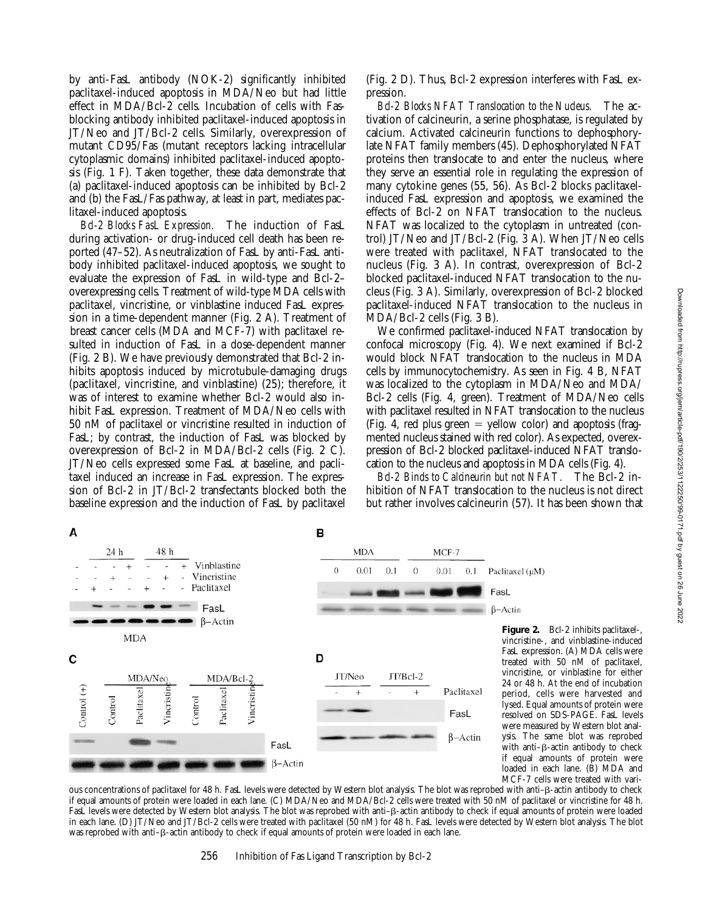by anti-FasL antibody (NOK-2) significantly inhibited paclitaxel-induced apoptosis in MDA/Neo but had little effect in MDA/Bcl-2 cells. Incubation of cells with Fas-blocking antibody inhibited paclitaxel-induced apoptosis in JT/Neo and JT/Bcl-2 cells. Similarly, overexpression of mutant CD95/Fas (mutant receptors lacking intracellular cytoplasmic domains) inhibited paclitaxel-induced apoptosis (Fig. 1 F). Taken together, these data demonstrate that (a) paclitaxel-induced apoptosis can be inhibited by Bcl-2 and (b) the FasL/Fas pathway, at least in part, mediates paclitaxel-induced apoptosis.

*Bcl-2 Blocks FasL Expression.* The induction of FasL during activation- or drug-induced cell death has been reported (47–52). As neutralization of FasL by anti-FasL antibody inhibited paclitaxel-induced apoptosis, we sought to evaluate the expression of FasL in wild-type and Bcl-2–overexpressing cells. Treatment of wild-type MDA cells with paclitaxel, vincristine, or vinblastine induced FasL expression in a time-dependent manner (Fig. 2 A). Treatment of breast cancer cells (MDA and MCF-7) with paclitaxel resulted in induction of FasL in a dose-dependent manner (Fig. 2 B). We have previously demonstrated that Bcl-2 inhibits apoptosis induced by microtubule-damaging drugs (paclitaxel, vincristine, and vinblastine) (25); therefore, it was of interest to examine whether Bcl-2 would also inhibit FasL expression. Treatment of MDA/Neo cells with 50 nM of paclitaxel or vincristine resulted in induction of FasL; by contrast, the induction of FasL was blocked by overexpression of Bcl-2 in MDA/Bcl-2 cells (Fig. 2 C). JT/Neo cells expressed some FasL at baseline, and paclitaxel induced an increase in FasL expression. The expression of Bcl-2 in JT/Bcl-2 transfectants blocked both the baseline expression and the induction of FasL by paclitaxel (Fig. 2 D). Thus, Bcl-2 expression interferes with FasL expression.

*Bcl-2 Blocks NFAT Translocation to the Nucleus.* The activation of calcineurin, a serine phosphatase, is regulated by calcium. Activated calcineurin functions to dephosphorylate NFAT family members (45). Dephosphorylated NFAT proteins then translocate to and enter the nucleus, where they serve an essential role in regulating the expression of many cytokine genes (55, 56). As Bcl-2 blocks paclitaxel-induced FasL expression and apoptosis, we examined the effects of Bcl-2 on NFAT translocation to the nucleus. NFAT was localized to the cytoplasm in untreated (control) JT/Neo and JT/Bcl-2 (Fig. 3 A). When JT/Neo cells were treated with paclitaxel, NFAT translocated to the nucleus (Fig. 3 A). In contrast, overexpression of Bcl-2 blocked paclitaxel-induced NFAT translocation to the nucleus (Fig. 3 A). Similarly, overexpression of Bcl-2 blocked paclitaxel-induced NFAT translocation to the nucleus in MDA/Bcl-2 cells (Fig. 3 B).

We confirmed paclitaxel-induced NFAT translocation by confocal microscopy (Fig. 4). We next examined if Bcl-2 would block NFAT translocation to the nucleus in MDA cells by immunocytochemistry. As seen in Fig. 4 B, NFAT was localized to the cytoplasm in MDA/Neo and MDA/Bcl-2 cells (Fig. 4, green). Treatment of MDA/Neo cells with paclitaxel resulted in NFAT translocation to the nucleus (Fig. 4, red plus green = yellow color) and apoptosis (fragmented nucleus stained with red color). As expected, overexpression of Bcl-2 blocked paclitaxel-induced NFAT translocation to the nucleus and apoptosis in MDA cells (Fig. 4).

*Bcl-2 Binds to Calcineurin but not NFAT.* The Bcl-2 inhibition of NFAT translocation to the nucleus is not direct but rather involves calcineurin (57). It has been shown that

**Figure 2.** Bcl-2 inhibits paclitaxel-, vincristine-, and vinblastine-induced FasL expression. (A) MDA cells were treated with 50 nM of paclitaxel, vincristine, or vinblastine for either 24 or 48 h. At the end of incubation period, cells were harvested and lysed. Equal amounts of protein were resolved on SDS-PAGE. FasL levels were measured by Western blot analysis. The same blot was reprobed with anti–β-actin antibody to check if equal amounts of protein were loaded in each lane. (B) MDA and MCF-7 cells were treated with various concentrations of paclitaxel for 48 h. FasL levels were detected by Western blot analysis. The blot was reprobed with anti–β-actin antibody to check if equal amounts of protein were loaded in each lane. (C) MDA/Neo and MDA/Bcl-2 cells were treated with 50 nM of paclitaxel or vincristine for 48 h. FasL levels were detected by Western blot analysis. The blot was reprobed with anti–β-actin antibody to check if equal amounts of protein were loaded in each lane. (D) JT/Neo and JT/Bcl-2 cells were treated with paclitaxel (50 nM) for 48 h. FasL levels were detected by Western blot analysis. The blot was reprobed with anti–β-actin antibody to check if equal amounts of protein were loaded in each lane.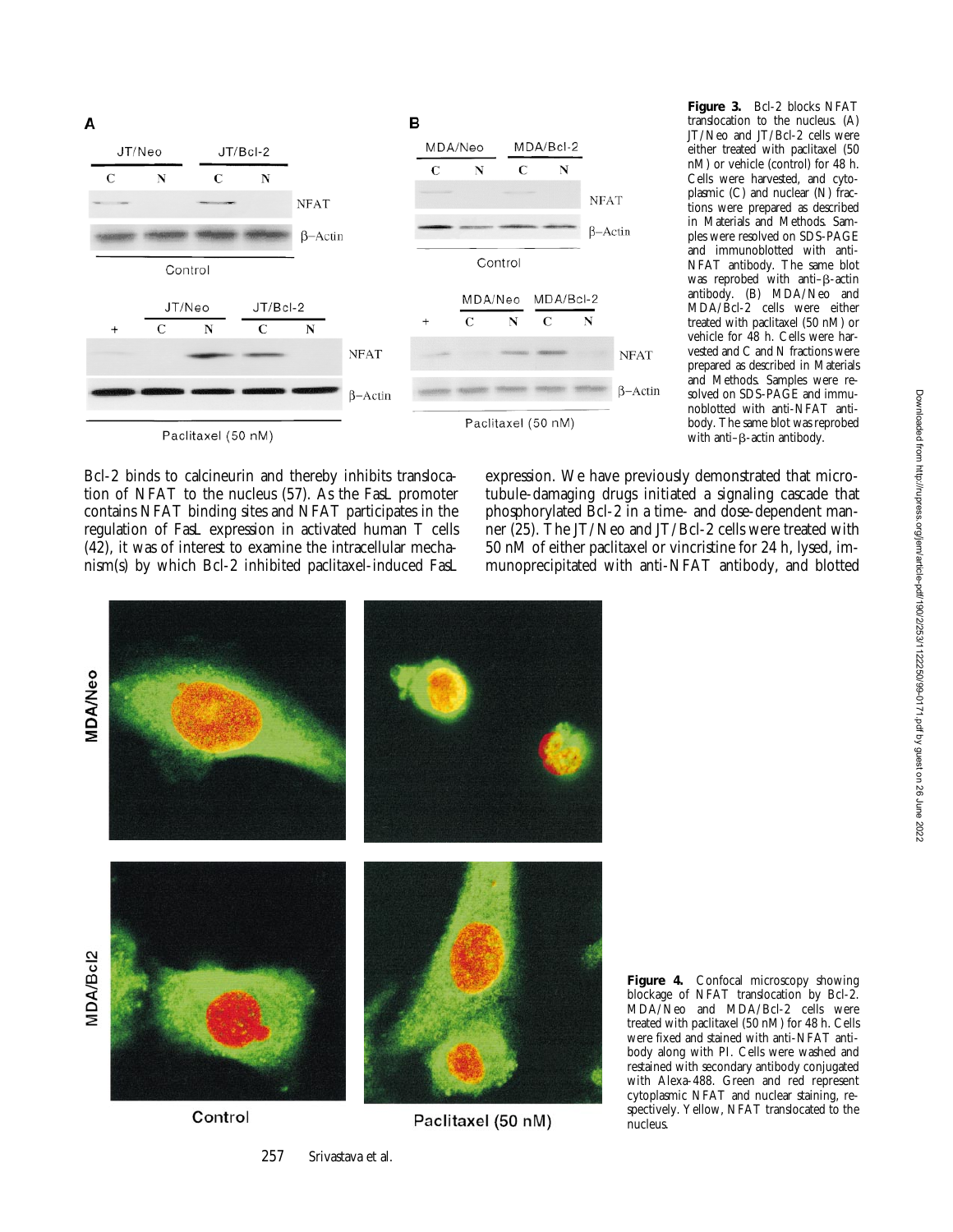**Figure 3.** Bcl-2 blocks NFAT translocation to the nucleus. (A) JT/Neo and JT/Bcl-2 cells were either treated with paclitaxel (50 nM) or vehicle (control) for 48 h. Cells were harvested, and cytoplasmic (C) and nuclear (N) fractions were prepared as described in Materials and Methods. Samples were resolved on SDS-PAGE and immunoblotted with anti-NFAT antibody. The same blot was reprobed with anti–β-actin antibody. (B) MDA/Neo and MDA/Bcl-2 cells were either treated with paclitaxel (50 nM) or vehicle for 48 h. Cells were harvested and C and N fractions were prepared as described in Materials and Methods. Samples were resolved on SDS-PAGE and immunoblotted with anti-NFAT antibody. The same blot was reprobed with anti–β-actin antibody.

Bcl-2 binds to calcineurin and thereby inhibits translocation of NFAT to the nucleus (57). As the FasL promoter contains NFAT binding sites and NFAT participates in the regulation of FasL expression in activated human T cells (42), it was of interest to examine the intracellular mechanism(s) by which Bcl-2 inhibited paclitaxel-induced FasL expression. We have previously demonstrated that microtubule-damaging drugs initiated a signaling cascade that phosphorylated Bcl-2 in a time- and dose-dependent manner (25). The JT/Neo and JT/Bcl-2 cells were treated with 50 nM of either paclitaxel or vincristine for 24 h, lysed, immunoprecipitated with anti-NFAT antibody, and blotted

**Figure 4.** Confocal microscopy showing blockage of NFAT translocation by Bcl-2. MDA/Neo and MDA/Bcl-2 cells were treated with paclitaxel (50 nM) for 48 h. Cells were fixed and stained with anti-NFAT antibody along with PI. Cells were washed and restained with secondary antibody conjugated with Alexa-488. Green and red represent cytoplasmic NFAT and nuclear staining, respectively. Yellow, NFAT translocated to the nucleus.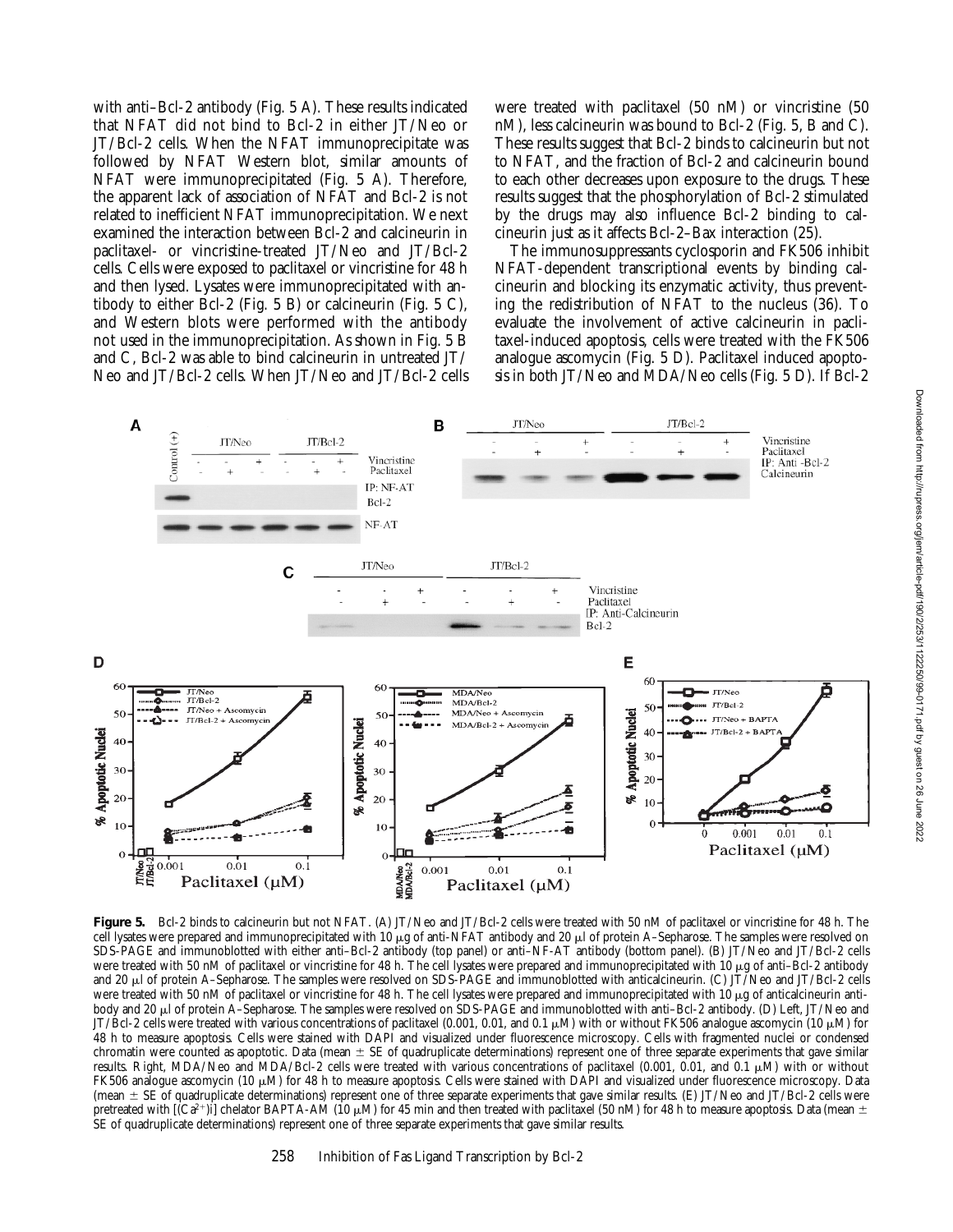with anti–Bcl-2 antibody (Fig. 5 A). These results indicated that NFAT did not bind to Bcl-2 in either JT/Neo or JT/Bcl-2 cells. When the NFAT immunoprecipitate was followed by NFAT Western blot, similar amounts of NFAT were immunoprecipitated (Fig. 5 A). Therefore, the apparent lack of association of NFAT and Bcl-2 is not related to inefficient NFAT immunoprecipitation. We next examined the interaction between Bcl-2 and calcineurin in paclitaxel- or vincristine-treated JT/Neo and JT/Bcl-2 cells. Cells were exposed to paclitaxel or vincristine for 48 h and then lysed. Lysates were immunoprecipitated with antibody to either Bcl-2 (Fig. 5 B) or calcineurin (Fig. 5 C), and Western blots were performed with the antibody not used in the immunoprecipitation. As shown in Fig. 5 B and C, Bcl-2 was able to bind calcineurin in untreated JT/Neo and JT/Bcl-2 cells. When JT/Neo and JT/Bcl-2 cells were treated with paclitaxel (50 nM) or vincristine (50 nM), less calcineurin was bound to Bcl-2 (Fig. 5, B and C). These results suggest that Bcl-2 binds to calcineurin but not to NFAT, and the fraction of Bcl-2 and calcineurin bound to each other decreases upon exposure to the drugs. These results suggest that the phosphorylation of Bcl-2 stimulated by the drugs may also influence Bcl-2 binding to calcineurin just as it affects Bcl-2–Bax interaction (25).

The immunosuppressants cyclosporin and FK506 inhibit NFAT-dependent transcriptional events by binding calcineurin and blocking its enzymatic activity, thus preventing the redistribution of NFAT to the nucleus (36). To evaluate the involvement of active calcineurin in paclitaxel-induced apoptosis, cells were treated with the FK506 analogue ascomycin (Fig. 5 D). Paclitaxel induced apoptosis in both JT/Neo and MDA/Neo cells (Fig. 5 D). If Bcl-2

**Figure 5.** Bcl-2 binds to calcineurin but not NFAT. (A) JT/Neo and JT/Bcl-2 cells were treated with 50 nM of paclitaxel or vincristine for 48 h. The cell lysates were prepared and immunoprecipitated with 10 μg of anti-NFAT antibody and 20 μl of protein A–Sepharose. The samples were resolved on SDS-PAGE and immunoblotted with either anti–Bcl-2 antibody (top panel) or anti–NF-AT antibody (bottom panel). (B) JT/Neo and JT/Bcl-2 cells were treated with 50 nM of paclitaxel or vincristine for 48 h. The cell lysates were prepared and immunoprecipitated with 10 μg of anti–Bcl-2 antibody and 20 μl of protein A–Sepharose. The samples were resolved on SDS-PAGE and immunoblotted with anticalcineurin. (C) JT/Neo and JT/Bcl-2 cells were treated with 50 nM of paclitaxel or vincristine for 48 h. The cell lysates were prepared and immunoprecipitated with 10 μg of anticalcineurin antibody and 20 μl of protein A–Sepharose. The samples were resolved on SDS-PAGE and immunoblotted with anti–Bcl-2 antibody. (D) Left, JT/Neo and JT/Bcl-2 cells were treated with various concentrations of paclitaxel (0.001, 0.01, and 0.1 μM) with or without FK506 analogue ascomycin (10 μM) for 48 h to measure apoptosis. Cells were stained with DAPI and visualized under fluorescence microscopy. Cells with fragmented nuclei or condensed chromatin were counted as apoptotic. Data (mean ± SE of quadruplicate determinations) represent one of three separate experiments that gave similar results. Right, MDA/Neo and MDA/Bcl-2 cells were treated with various concentrations of paclitaxel (0.001, 0.01, and 0.1 μM) with or without FK506 analogue ascomycin (10 μM) for 48 h to measure apoptosis. Cells were stained with DAPI and visualized under fluorescence microscopy. Data (mean ± SE of quadruplicate determinations) represent one of three separate experiments that gave similar results. (E) JT/Neo and JT/Bcl-2 cells were pretreated with $[(Ca^{2+})i]$ chelator BAPTA-AM (10 μM) for 45 min and then treated with paclitaxel (50 nM) for 48 h to measure apoptosis. Data (mean ± SE of quadruplicate determinations) represent one of three separate experiments that gave similar results.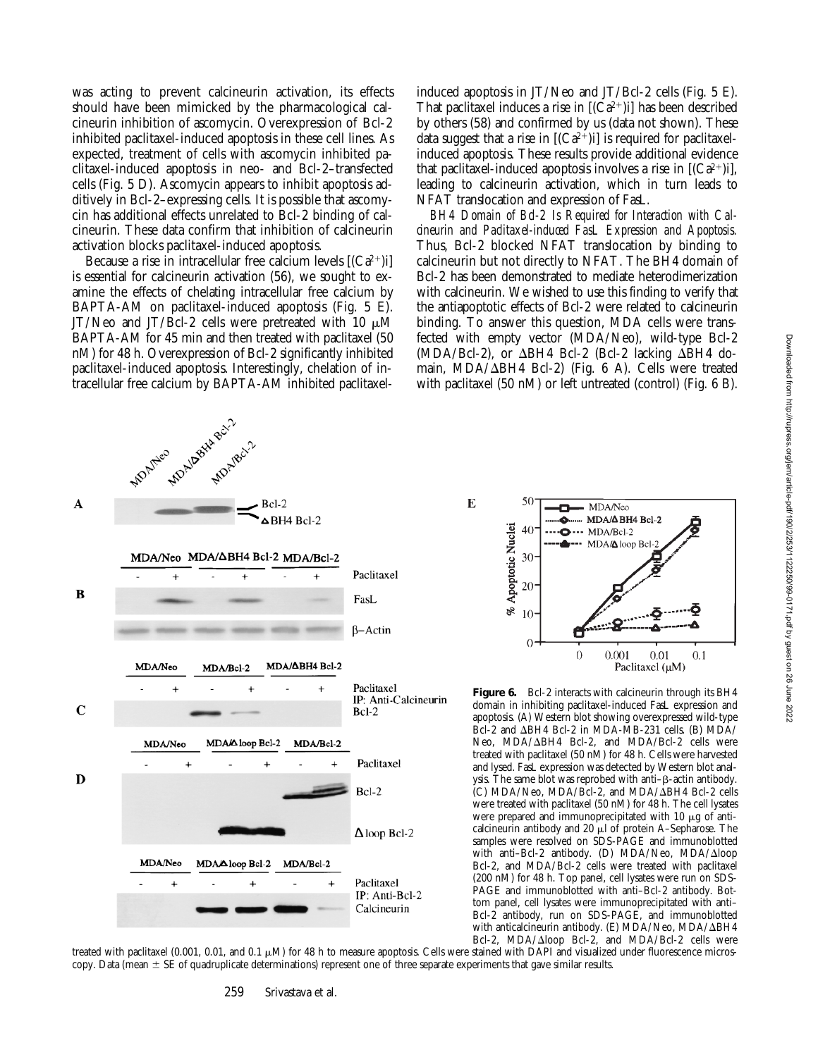was acting to prevent calcineurin activation, its effects should have been mimicked by the pharmacological calcineurin inhibition of ascomycin. Overexpression of Bcl-2 inhibited paclitaxel-induced apoptosis in these cell lines. As expected, treatment of cells with ascomycin inhibited paclitaxel-induced apoptosis in neo- and Bcl-2–transfected cells (Fig. 5 D). Ascomycin appears to inhibit apoptosis additively in Bcl-2–expressing cells. It is possible that ascomycin has additional effects unrelated to Bcl-2 binding of calcineurin. These data confirm that inhibition of calcineurin activation blocks paclitaxel-induced apoptosis.

Because a rise in intracellular free calcium levels [$(Ca^{2+})$i] is essential for calcineurin activation (56), we sought to examine the effects of chelating intracellular free calcium by BAPTA-AM on paclitaxel-induced apoptosis (Fig. 5 E). JT/Neo and JT/Bcl-2 cells were pretreated with 10 μM BAPTA-AM for 45 min and then treated with paclitaxel (50 nM) for 48 h. Overexpression of Bcl-2 significantly inhibited paclitaxel-induced apoptosis. Interestingly, chelation of intracellular free calcium by BAPTA-AM inhibited paclitaxel-induced apoptosis in JT/Neo and JT/Bcl-2 cells (Fig. 5 E). That paclitaxel induces a rise in [$(Ca^{2+})$i] has been described by others (58) and confirmed by us (data not shown). These data suggest that a rise in [$(Ca^{2+})$i] is required for paclitaxel-induced apoptosis. These results provide additional evidence that paclitaxel-induced apoptosis involves a rise in [$(Ca^{2+})$i], leading to calcineurin activation, which in turn leads to NFAT translocation and expression of FasL.

*BH4 Domain of Bcl-2 Is Required for Interaction with Calcineurin and Paclitaxel-induced FasL Expression and Apoptosis.* Thus, Bcl-2 blocked NFAT translocation by binding to calcineurin but not directly to NFAT. The BH4 domain of Bcl-2 has been demonstrated to mediate heterodimerization with calcineurin. We wished to use this finding to verify that the antiapoptotic effects of Bcl-2 were related to calcineurin binding. To answer this question, MDA cells were transfected with empty vector (MDA/Neo), wild-type Bcl-2 (MDA/Bcl-2), or ΔBH4 Bcl-2 (Bcl-2 lacking ΔBH4 domain, MDA/ΔBH4 Bcl-2) (Fig. 6 A). Cells were treated with paclitaxel (50 nM) or left untreated (control) (Fig. 6 B).

**Figure 6.** Bcl-2 interacts with calcineurin through its BH4 domain in inhibiting paclitaxel-induced FasL expression and apoptosis. (A) Western blot showing overexpressed wild-type Bcl-2 and ΔBH4 Bcl-2 in MDA-MB-231 cells. (B) MDA/Neo, MDA/ΔBH4 Bcl-2, and MDA/Bcl-2 cells were treated with paclitaxel (50 nM) for 48 h. Cells were harvested and lysed. FasL expression was detected by Western blot analysis. The same blot was reprobed with anti–β-actin antibody. (C) MDA/Neo, MDA/Bcl-2, and MDA/ΔBH4 Bcl-2 cells were treated with paclitaxel (50 nM) for 48 h. The cell lysates were prepared and immunoprecipitated with 10 μg of anti-calcineurin antibody and 20 μl of protein A–Sepharose. The samples were resolved on SDS-PAGE and immunoblotted with anti–Bcl-2 antibody. (D) MDA/Neo, MDA/Δloop Bcl-2, and MDA/Bcl-2 cells were treated with paclitaxel (200 nM) for 48 h. Top panel, cell lysates were run on SDS-PAGE and immunoblotted with anti–Bcl-2 antibody. Bottom panel, cell lysates were immunoprecipitated with anti–Bcl-2 antibody, run on SDS-PAGE, and immunoblotted with anticalcineurin antibody. (E) MDA/Neo, MDA/ΔBH4 Bcl-2, MDA/Δloop Bcl-2, and MDA/Bcl-2 cells were treated with paclitaxel (0.001, 0.01, and 0.1 μM) for 48 h to measure apoptosis. Cells were stained with DAPI and visualized under fluorescence microscopy. Data (mean ± SE of quadruplicate determinations) represent one of three separate experiments that gave similar results.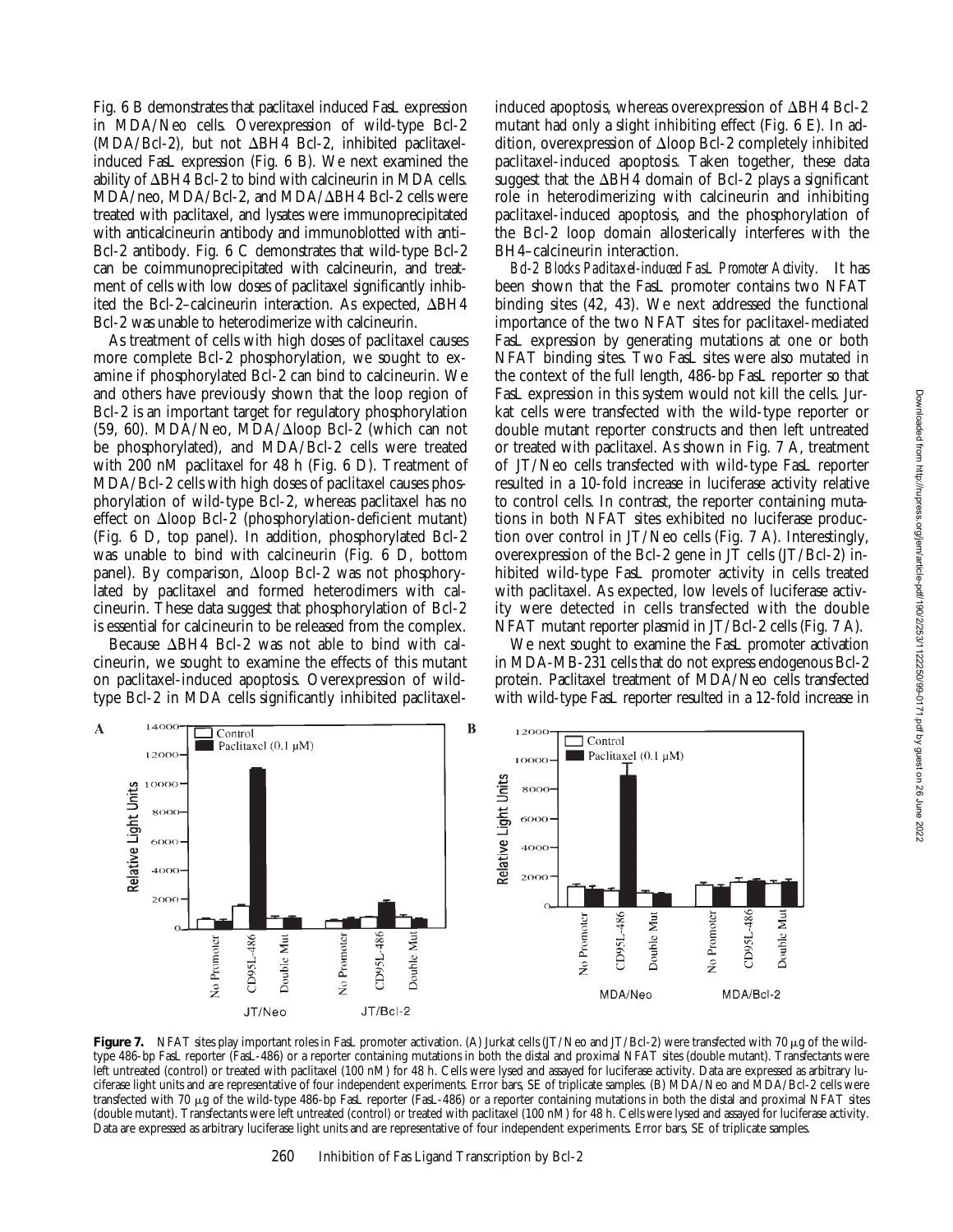Fig. 6 B demonstrates that paclitaxel induced FasL expression in MDA/Neo cells. Overexpression of wild-type Bcl-2 (MDA/Bcl-2), but not ΔBH4 Bcl-2, inhibited paclitaxel-induced FasL expression (Fig. 6 B). We next examined the ability of ΔBH4 Bcl-2 to bind with calcineurin in MDA cells. MDA/neo, MDA/Bcl-2, and MDA/ΔBH4 Bcl-2 cells were treated with paclitaxel, and lysates were immunoprecipitated with anticalcineurin antibody and immunoblotted with anti–Bcl-2 antibody. Fig. 6 C demonstrates that wild-type Bcl-2 can be coimmunoprecipitated with calcineurin, and treatment of cells with low doses of paclitaxel significantly inhibited the Bcl-2–calcineurin interaction. As expected, ΔBH4 Bcl-2 was unable to heterodimerize with calcineurin.

As treatment of cells with high doses of paclitaxel causes more complete Bcl-2 phosphorylation, we sought to examine if phosphorylated Bcl-2 can bind to calcineurin. We and others have previously shown that the loop region of Bcl-2 is an important target for regulatory phosphorylation (59, 60). MDA/Neo, MDA/Δloop Bcl-2 (which can not be phosphorylated), and MDA/Bcl-2 cells were treated with 200 nM paclitaxel for 48 h (Fig. 6 D). Treatment of MDA/Bcl-2 cells with high doses of paclitaxel causes phosphorylation of wild-type Bcl-2, whereas paclitaxel has no effect on Δloop Bcl-2 (phosphorylation-deficient mutant) (Fig. 6 D, top panel). In addition, phosphorylated Bcl-2 was unable to bind with calcineurin (Fig. 6 D, bottom panel). By comparison, Δloop Bcl-2 was not phosphorylated by paclitaxel and formed heterodimers with calcineurin. These data suggest that phosphorylation of Bcl-2 is essential for calcineurin to be released from the complex.

Because ΔBH4 Bcl-2 was not able to bind with calcineurin, we sought to examine the effects of this mutant on paclitaxel-induced apoptosis. Overexpression of wild-type Bcl-2 in MDA cells significantly inhibited paclitaxel-induced apoptosis, whereas overexpression of ΔBH4 Bcl-2 mutant had only a slight inhibiting effect (Fig. 6 E). In addition, overexpression of Δloop Bcl-2 completely inhibited paclitaxel-induced apoptosis. Taken together, these data suggest that the ΔBH4 domain of Bcl-2 plays a significant role in heterodimerizing with calcineurin and inhibiting paclitaxel-induced apoptosis, and the phosphorylation of the Bcl-2 loop domain allosterically interferes with the BH4–calcineurin interaction.

*Bcl-2 Blocks Paclitaxel-induced FasL Promoter Activity.* It has been shown that the FasL promoter contains two NFAT binding sites (42, 43). We next addressed the functional importance of the two NFAT sites for paclitaxel-mediated FasL expression by generating mutations at one or both NFAT binding sites. Two FasL sites were also mutated in the context of the full length, 486-bp FasL reporter so that FasL expression in this system would not kill the cells. Jurkat cells were transfected with the wild-type reporter or double mutant reporter constructs and then left untreated or treated with paclitaxel. As shown in Fig. 7 A, treatment of JT/Neo cells transfected with wild-type FasL reporter resulted in a 10-fold increase in luciferase activity relative to control cells. In contrast, the reporter containing mutations in both NFAT sites exhibited no luciferase production over control in JT/Neo cells (Fig. 7 A). Interestingly, overexpression of the Bcl-2 gene in JT cells (JT/Bcl-2) inhibited wild-type FasL promoter activity in cells treated with paclitaxel. As expected, low levels of luciferase activity were detected in cells transfected with the double NFAT mutant reporter plasmid in JT/Bcl-2 cells (Fig. 7 A).

We next sought to examine the FasL promoter activation in MDA-MB-231 cells that do not express endogenous Bcl-2 protein. Paclitaxel treatment of MDA/Neo cells transfected with wild-type FasL reporter resulted in a 12-fold increase in

**Figure 7.** NFAT sites play important roles in FasL promoter activation. (A) Jurkat cells (JT/Neo and JT/Bcl-2) were transfected with 70 μg of the wild-type 486-bp FasL reporter (FasL-486) or a reporter containing mutations in both the distal and proximal NFAT sites (double mutant). Transfectants were left untreated (control) or treated with paclitaxel (100 nM) for 48 h. Cells were lysed and assayed for luciferase activity. Data are expressed as arbitrary luciferase light units and are representative of four independent experiments. Error bars, SE of triplicate samples. (B) MDA/Neo and MDA/Bcl-2 cells were transfected with 70 μg of the wild-type 486-bp FasL reporter (FasL-486) or a reporter containing mutations in both the distal and proximal NFAT sites (double mutant). Transfectants were left untreated (control) or treated with paclitaxel (100 nM) for 48 h. Cells were lysed and assayed for luciferase activity. Data are expressed as arbitrary luciferase light units and are representative of four independent experiments. Error bars, SE of triplicate samples.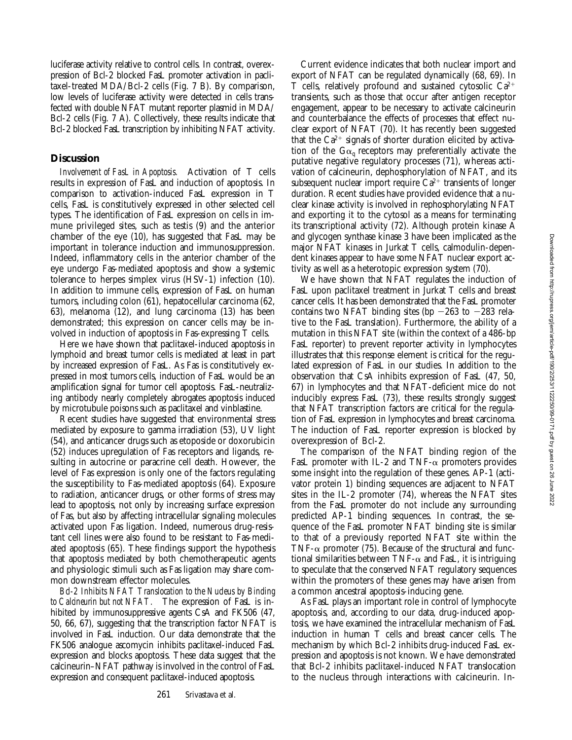luciferase activity relative to control cells. In contrast, overexpression of Bcl-2 blocked FasL promoter activation in paclitaxel-treated MDA/Bcl-2 cells (Fig. 7 B). By comparison, low levels of luciferase activity were detected in cells transfected with double NFAT mutant reporter plasmid in MDA/Bcl-2 cells (Fig. 7 A). Collectively, these results indicate that Bcl-2 blocked FasL transcription by inhibiting NFAT activity.

## Discussion

*Involvement of FasL in Apoptosis.* Activation of T cells results in expression of FasL and induction of apoptosis. In comparison to activation-induced FasL expression in T cells, FasL is constitutively expressed in other selected cell types. The identification of FasL expression on cells in immune privileged sites, such as testis (9) and the anterior chamber of the eye (10), has suggested that FasL may be important in tolerance induction and immunosuppression. Indeed, inflammatory cells in the anterior chamber of the eye undergo Fas-mediated apoptosis and show a systemic tolerance to herpes simplex virus (HSV-1) infection (10). In addition to immune cells, expression of FasL on human tumors, including colon (61), hepatocellular carcinoma (62, 63), melanoma (12), and lung carcinoma (13) has been demonstrated; this expression on cancer cells may be involved in induction of apoptosis in Fas-expressing T cells.

Here we have shown that paclitaxel-induced apoptosis in lymphoid and breast tumor cells is mediated at least in part by increased expression of FasL. As Fas is constitutively expressed in most tumors cells, induction of FasL would be an amplification signal for tumor cell apoptosis. FasL-neutralizing antibody nearly completely abrogates apoptosis induced by microtubule poisons such as paclitaxel and vinblastine.

Recent studies have suggested that environmental stress mediated by exposure to gamma irradiation (53), UV light (54), and anticancer drugs such as etoposide or doxorubicin (52) induces upregulation of Fas receptors and ligands, resulting in autocrine or paracrine cell death. However, the level of Fas expression is only one of the factors regulating the susceptibility to Fas-mediated apoptosis (64). Exposure to radiation, anticancer drugs, or other forms of stress may lead to apoptosis, not only by increasing surface expression of Fas, but also by affecting intracellular signaling molecules activated upon Fas ligation. Indeed, numerous drug-resistant cell lines were also found to be resistant to Fas-mediated apoptosis (65). These findings support the hypothesis that apoptosis mediated by both chemotherapeutic agents and physiologic stimuli such as Fas ligation may share common downstream effector molecules.

*Bcl-2 Inhibits NFAT Translocation to the Nucleus by Binding to Calcineurin but not NFAT.* The expression of FasL is inhibited by immunosuppressive agents CsA and FK506 (47, 50, 66, 67), suggesting that the transcription factor NFAT is involved in FasL induction. Our data demonstrate that the FK506 analogue ascomycin inhibits paclitaxel-induced FasL expression and blocks apoptosis. These data suggest that the calcineurin–NFAT pathway is involved in the control of FasL expression and consequent paclitaxel-induced apoptosis.

Current evidence indicates that both nuclear import and export of NFAT can be regulated dynamically (68, 69). In T cells, relatively profound and sustained cytosolic $Ca^{2+}$ transients, such as those that occur after antigen receptor engagement, appear to be necessary to activate calcineurin and counterbalance the effects of processes that effect nuclear export of NFAT (70). It has recently been suggested that the $Ca^{2+}$ signals of shorter duration elicited by activation of the $G\alpha_q$ receptors may preferentially activate the putative negative regulatory processes (71), whereas activation of calcineurin, dephosphorylation of NFAT, and its subsequent nuclear import require $Ca^{2+}$ transients of longer duration. Recent studies have provided evidence that a nuclear kinase activity is involved in rephosphorylating NFAT and exporting it to the cytosol as a means for terminating its transcriptional activity (72). Although protein kinase A and glycogen synthase kinase 3 have been implicated as the major NFAT kinases in Jurkat T cells, calmodulin-dependent kinases appear to have some NFAT nuclear export activity as well as a heterotopic expression system (70).

We have shown that NFAT regulates the induction of FasL upon paclitaxel treatment in Jurkat T cells and breast cancer cells. It has been demonstrated that the FasL promoter contains two NFAT binding sites (bp −263 to −283 relative to the FasL translation). Furthermore, the ability of a mutation in this NFAT site (within the context of a 486-bp FasL reporter) to prevent reporter activity in lymphocytes illustrates that this response element is critical for the regulated expression of FasL in our studies. In addition to the observation that CsA inhibits expression of FasL (47, 50, 67) in lymphocytes and that NFAT-deficient mice do not inducibly express FasL (73), these results strongly suggest that NFAT transcription factors are critical for the regulation of FasL expression in lymphocytes and breast carcinoma. The induction of FasL reporter expression is blocked by overexpression of Bcl-2.

The comparison of the NFAT binding region of the FasL promoter with IL-2 and TNF-α promoters provides some insight into the regulation of these genes. AP-1 (activator protein 1) binding sequences are adjacent to NFAT sites in the IL-2 promoter (74), whereas the NFAT sites from the FasL promoter do not include any surrounding predicted AP-1 binding sequences. In contrast, the sequence of the FasL promoter NFAT binding site is similar to that of a previously reported NFAT site within the TNF-α promoter (75). Because of the structural and functional similarities between TNF-α and FasL, it is intriguing to speculate that the conserved NFAT regulatory sequences within the promoters of these genes may have arisen from a common ancestral apoptosis-inducing gene.

As FasL plays an important role in control of lymphocyte apoptosis, and, according to our data, drug-induced apoptosis, we have examined the intracellular mechanism of FasL induction in human T cells and breast cancer cells. The mechanism by which Bcl-2 inhibits drug-induced FasL expression and apoptosis is not known. We have demonstrated that Bcl-2 inhibits paclitaxel-induced NFAT translocation to the nucleus through interactions with calcineurin. In-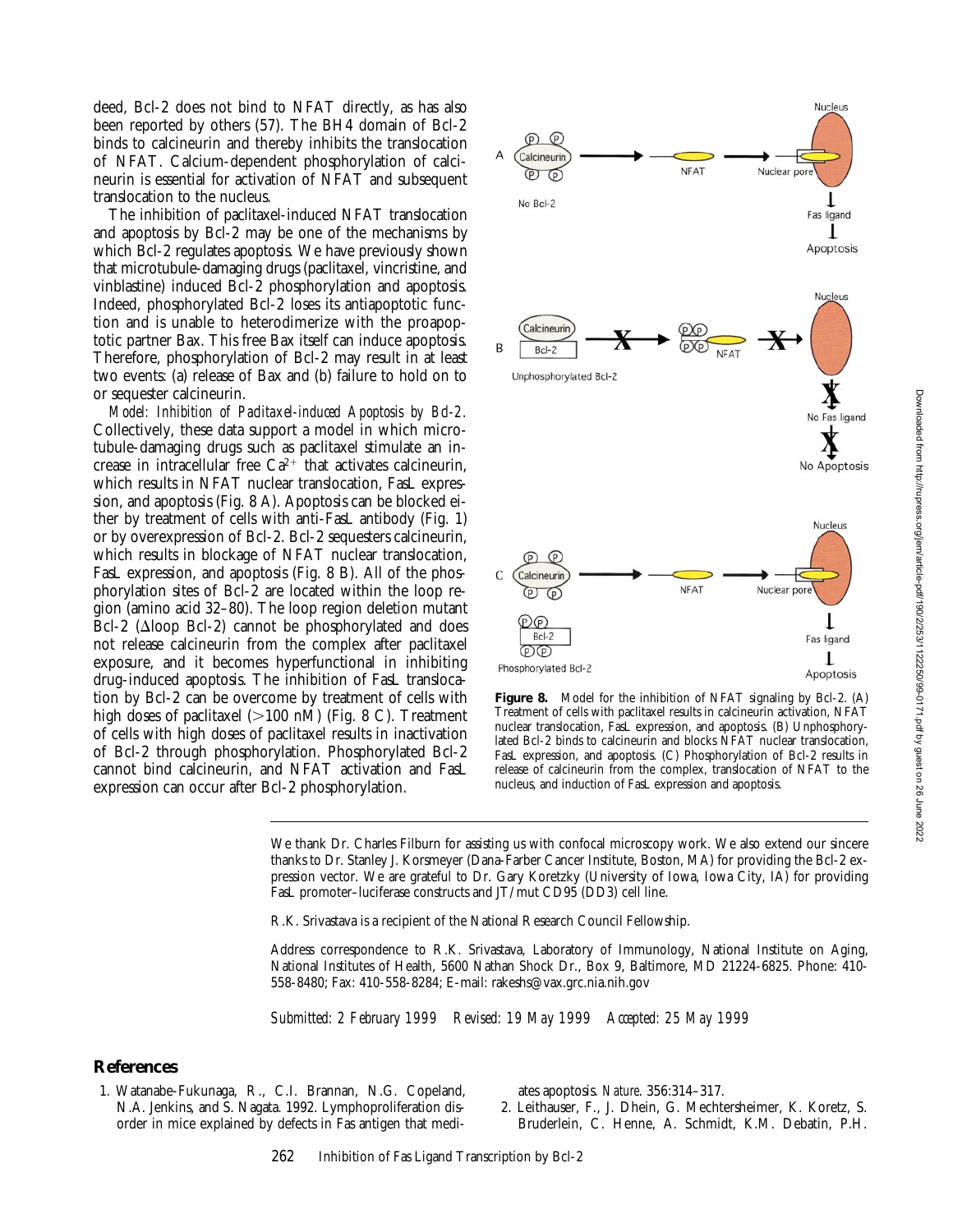deed, Bcl-2 does not bind to NFAT directly, as has also been reported by others (57). The BH4 domain of Bcl-2 binds to calcineurin and thereby inhibits the translocation of NFAT. Calcium-dependent phosphorylation of calcineurin is essential for activation of NFAT and subsequent translocation to the nucleus.

The inhibition of paclitaxel-induced NFAT translocation and apoptosis by Bcl-2 may be one of the mechanisms by which Bcl-2 regulates apoptosis. We have previously shown that microtubule-damaging drugs (paclitaxel, vincristine, and vinblastine) induced Bcl-2 phosphorylation and apoptosis. Indeed, phosphorylated Bcl-2 loses its antiapoptotic function and is unable to heterodimerize with the proapoptotic partner Bax. This free Bax itself can induce apoptosis. Therefore, phosphorylation of Bcl-2 may result in at least two events: (a) release of Bax and (b) failure to hold on to or sequester calcineurin.

*Model: Inhibition of Paclitaxel-induced Apoptosis by Bcl-2.* Collectively, these data support a model in which microtubule-damaging drugs such as paclitaxel stimulate an increase in intracellular free $Ca^{2+}$ that activates calcineurin, which results in NFAT nuclear translocation, FasL expression, and apoptosis (Fig. 8 A). Apoptosis can be blocked either by treatment of cells with anti-FasL antibody (Fig. 1) or by overexpression of Bcl-2. Bcl-2 sequesters calcineurin, which results in blockage of NFAT nuclear translocation, FasL expression, and apoptosis (Fig. 8 B). All of the phosphorylation sites of Bcl-2 are located within the loop region (amino acid 32–80). The loop region deletion mutant Bcl-2 (Δloop Bcl-2) cannot be phosphorylated and does not release calcineurin from the complex after paclitaxel exposure, and it becomes hyperfunctional in inhibiting drug-induced apoptosis. The inhibition of FasL translocation by Bcl-2 can be overcome by treatment of cells with high doses of paclitaxel (>100 nM) (Fig. 8 C). Treatment of cells with high doses of paclitaxel results in inactivation of Bcl-2 through phosphorylation. Phosphorylated Bcl-2 cannot bind calcineurin, and NFAT activation and FasL expression can occur after Bcl-2 phosphorylation.

**Figure 8.** Model for the inhibition of NFAT signaling by Bcl-2. (A) Treatment of cells with paclitaxel results in calcineurin activation, NFAT nuclear translocation, FasL expression, and apoptosis. (B) Unphosphorylated Bcl-2 binds to calcineurin and blocks NFAT nuclear translocation, FasL expression, and apoptosis. (C) Phosphorylation of Bcl-2 results in release of calcineurin from the complex, translocation of NFAT to the nucleus, and induction of FasL expression and apoptosis.

We thank Dr. Charles Filburn for assisting us with confocal microscopy work. We also extend our sincere thanks to Dr. Stanley J. Korsmeyer (Dana-Farber Cancer Institute, Boston, MA) for providing the Bcl-2 expression vector. We are grateful to Dr. Gary Koretzky (University of Iowa, Iowa City, IA) for providing FasL promoter–luciferase constructs and JT/mut CD95 (DD3) cell line.

R.K. Srivastava is a recipient of the National Research Council Fellowship.

Address correspondence to R.K. Srivastava, Laboratory of Immunology, National Institute on Aging, National Institutes of Health, 5600 Nathan Shock Dr., Box 9, Baltimore, MD 21224-6825. Phone: 410-558-8480; Fax: 410-558-8284; E-mail: rakeshs@vax.grc.nia.nih.gov

*Submitted: 2 February 1999 Revised: 19 May 1999 Accepted: 25 May 1999*

## References

1. Watanabe-Fukunaga, R., C.I. Brannan, N.G. Copeland, N.A. Jenkins, and S. Nagata. 1992. Lymphoproliferation disorder in mice explained by defects in Fas antigen that mediates apoptosis. *Nature.* 356:314–317.
2. Leithauser, F., J. Dhein, G. Mechtersheimer, K. Koretz, S. Bruderlein, C. Henne, A. Schmidt, K.M. Debatin, P.H.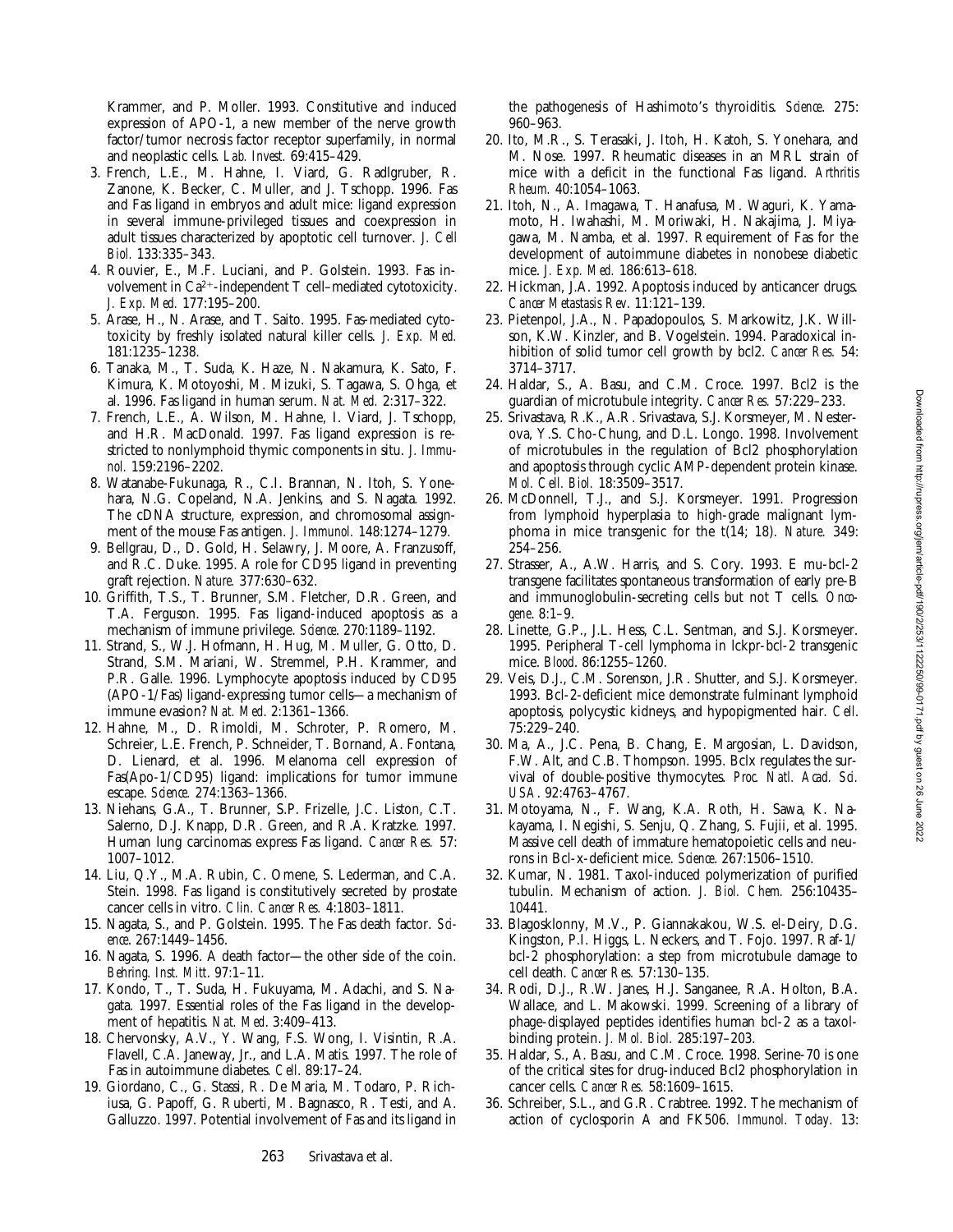Krammer, and P. Moller. 1993. Constitutive and induced expression of APO-1, a new member of the nerve growth factor/tumor necrosis factor receptor superfamily, in normal and neoplastic cells. *Lab. Invest.* 69:415–429.

3. French, L.E., M. Hahne, I. Viard, G. Radlgruber, R. Zanone, K. Becker, C. Muller, and J. Tschopp. 1996. Fas and Fas ligand in embryos and adult mice: ligand expression in several immune-privileged tissues and coexpression in adult tissues characterized by apoptotic cell turnover. *J. Cell Biol.* 133:335–343.
4. Rouvier, E., M.F. Luciani, and P. Golstein. 1993. Fas involvement in $Ca^{2+}$-independent T cell–mediated cytotoxicity. *J. Exp. Med.* 177:195–200.
5. Arase, H., N. Arase, and T. Saito. 1995. Fas-mediated cytotoxicity by freshly isolated natural killer cells. *J. Exp. Med.* 181:1235–1238.
6. Tanaka, M., T. Suda, K. Haze, N. Nakamura, K. Sato, F. Kimura, K. Motoyoshi, M. Mizuki, S. Tagawa, S. Ohga, et al. 1996. Fas ligand in human serum. *Nat. Med.* 2:317–322.
7. French, L.E., A. Wilson, M. Hahne, I. Viard, J. Tschopp, and H.R. MacDonald. 1997. Fas ligand expression is restricted to nonlymphoid thymic components in situ. *J. Immunol.* 159:2196–2202.
8. Watanabe-Fukunaga, R., C.I. Brannan, N. Itoh, S. Yonehara, N.G. Copeland, N.A. Jenkins, and S. Nagata. 1992. The cDNA structure, expression, and chromosomal assignment of the mouse Fas antigen. *J. Immunol.* 148:1274–1279.
9. Bellgrau, D., D. Gold, H. Selawry, J. Moore, A. Franzusoff, and R.C. Duke. 1995. A role for CD95 ligand in preventing graft rejection. *Nature.* 377:630–632.
10. Griffith, T.S., T. Brunner, S.M. Fletcher, D.R. Green, and T.A. Ferguson. 1995. Fas ligand-induced apoptosis as a mechanism of immune privilege. *Science.* 270:1189–1192.
11. Strand, S., W.J. Hofmann, H. Hug, M. Muller, G. Otto, D. Strand, S.M. Mariani, W. Stremmel, P.H. Krammer, and P.R. Galle. 1996. Lymphocyte apoptosis induced by CD95 (APO-1/Fas) ligand-expressing tumor cells—a mechanism of immune evasion? *Nat. Med.* 2:1361–1366.
12. Hahne, M., D. Rimoldi, M. Schroter, P. Romero, M. Schreier, L.E. French, P. Schneider, T. Bornand, A. Fontana, D. Lienard, et al. 1996. Melanoma cell expression of Fas(Apo-1/CD95) ligand: implications for tumor immune escape. *Science.* 274:1363–1366.
13. Niehans, G.A., T. Brunner, S.P. Frizelle, J.C. Liston, C.T. Salerno, D.J. Knapp, D.R. Green, and R.A. Kratzke. 1997. Human lung carcinomas express Fas ligand. *Cancer Res.* 57: 1007–1012.
14. Liu, Q.Y., M.A. Rubin, C. Omene, S. Lederman, and C.A. Stein. 1998. Fas ligand is constitutively secreted by prostate cancer cells in vitro. *Clin. Cancer Res.* 4:1803–1811.
15. Nagata, S., and P. Golstein. 1995. The Fas death factor. *Science.* 267:1449–1456.
16. Nagata, S. 1996. A death factor—the other side of the coin. *Behring. Inst. Mitt.* 97:1–11.
17. Kondo, T., T. Suda, H. Fukuyama, M. Adachi, and S. Nagata. 1997. Essential roles of the Fas ligand in the development of hepatitis. *Nat. Med.* 3:409–413.
18. Chervonsky, A.V., Y. Wang, F.S. Wong, I. Visintin, R.A. Flavell, C.A. Janeway, Jr., and L.A. Matis. 1997. The role of Fas in autoimmune diabetes. *Cell.* 89:17–24.
19. Giordano, C., G. Stassi, R. De Maria, M. Todaro, P. Richiusa, G. Papoff, G. Ruberti, M. Bagnasco, R. Testi, and A. Galluzzo. 1997. Potential involvement of Fas and its ligand in the pathogenesis of Hashimoto's thyroiditis. *Science.* 275: 960–963.
20. Ito, M.R., S. Terasaki, J. Itoh, H. Katoh, S. Yonehara, and M. Nose. 1997. Rheumatic diseases in an MRL strain of mice with a deficit in the functional Fas ligand. *Arthritis Rheum.* 40:1054–1063.
21. Itoh, N., A. Imagawa, T. Hanafusa, M. Waguri, K. Yamamoto, H. Iwahashi, M. Moriwaki, H. Nakajima, J. Miyagawa, M. Namba, et al. 1997. Requirement of Fas for the development of autoimmune diabetes in nonobese diabetic mice. *J. Exp. Med.* 186:613–618.
22. Hickman, J.A. 1992. Apoptosis induced by anticancer drugs. *Cancer Metastasis Rev.* 11:121–139.
23. Pietenpol, J.A., N. Papadopoulos, S. Markowitz, J.K. Willson, K.W. Kinzler, and B. Vogelstein. 1994. Paradoxical inhibition of solid tumor cell growth by bcl2. *Cancer Res.* 54: 3714–3717.
24. Haldar, S., A. Basu, and C.M. Croce. 1997. Bcl2 is the guardian of microtubule integrity. *Cancer Res.* 57:229–233.
25. Srivastava, R.K., A.R. Srivastava, S.J. Korsmeyer, M. Nesterova, Y.S. Cho-Chung, and D.L. Longo. 1998. Involvement of microtubules in the regulation of Bcl2 phosphorylation and apoptosis through cyclic AMP-dependent protein kinase. *Mol. Cell. Biol.* 18:3509–3517.
26. McDonnell, T.J., and S.J. Korsmeyer. 1991. Progression from lymphoid hyperplasia to high-grade malignant lymphoma in mice transgenic for the t(14; 18). *Nature.* 349: 254–256.
27. Strasser, A., A.W. Harris, and S. Cory. 1993. E mu-bcl-2 transgene facilitates spontaneous transformation of early pre-B and immunoglobulin-secreting cells but not T cells. *Oncogene.* 8:1–9.
28. Linette, G.P., J.L. Hess, C.L. Sentman, and S.J. Korsmeyer. 1995. Peripheral T-cell lymphoma in lckpr-bcl-2 transgenic mice. *Blood.* 86:1255–1260.
29. Veis, D.J., C.M. Sorenson, J.R. Shutter, and S.J. Korsmeyer. 1993. Bcl-2-deficient mice demonstrate fulminant lymphoid apoptosis, polycystic kidneys, and hypopigmented hair. *Cell.* 75:229–240.
30. Ma, A., J.C. Pena, B. Chang, E. Margosian, L. Davidson, F.W. Alt, and C.B. Thompson. 1995. Bclx regulates the survival of double-positive thymocytes. *Proc. Natl. Acad. Sci. USA.* 92:4763–4767.
31. Motoyama, N., F. Wang, K.A. Roth, H. Sawa, K. Nakayama, I. Negishi, S. Senju, Q. Zhang, S. Fujii, et al. 1995. Massive cell death of immature hematopoietic cells and neurons in Bcl-x-deficient mice. *Science.* 267:1506–1510.
32. Kumar, N. 1981. Taxol-induced polymerization of purified tubulin. Mechanism of action. *J. Biol. Chem.* 256:10435–10441.
33. Blagosklonny, M.V., P. Giannakakou, W.S. el-Deiry, D.G. Kingston, P.I. Higgs, L. Neckers, and T. Fojo. 1997. Raf-1/bcl-2 phosphorylation: a step from microtubule damage to cell death. *Cancer Res.* 57:130–135.
34. Rodi, D.J., R.W. Janes, H.J. Sanganee, R.A. Holton, B.A. Wallace, and L. Makowski. 1999. Screening of a library of phage-displayed peptides identifies human bcl-2 as a taxol-binding protein. *J. Mol. Biol.* 285:197–203.
35. Haldar, S., A. Basu, and C.M. Croce. 1998. Serine-70 is one of the critical sites for drug-induced Bcl2 phosphorylation in cancer cells. *Cancer Res.* 58:1609–1615.
36. Schreiber, S.L., and G.R. Crabtree. 1992. The mechanism of action of cyclosporin A and FK506. *Immunol. Today.* 13: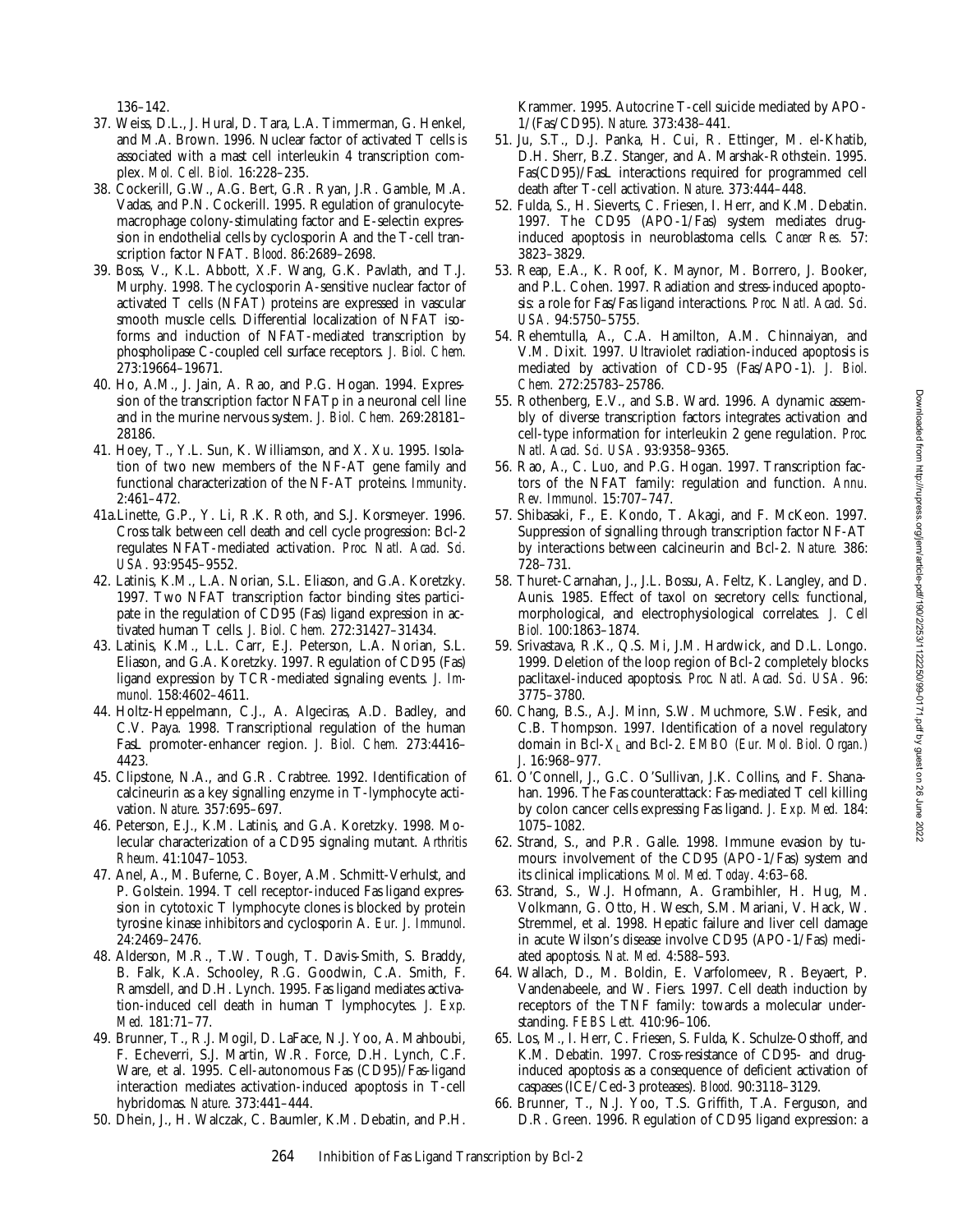136–142.

37. Weiss, D.L., J. Hural, D. Tara, L.A. Timmerman, G. Henkel, and M.A. Brown. 1996. Nuclear factor of activated T cells is associated with a mast cell interleukin 4 transcription complex. *Mol. Cell. Biol.* 16:228–235.
38. Cockerill, G.W., A.G. Bert, G.R. Ryan, J.R. Gamble, M.A. Vadas, and P.N. Cockerill. 1995. Regulation of granulocyte-macrophage colony-stimulating factor and E-selectin expression in endothelial cells by cyclosporin A and the T-cell transcription factor NFAT. *Blood.* 86:2689–2698.
39. Boss, V., K.L. Abbott, X.F. Wang, G.K. Pavlath, and T.J. Murphy. 1998. The cyclosporin A-sensitive nuclear factor of activated T cells (NFAT) proteins are expressed in vascular smooth muscle cells. Differential localization of NFAT isoforms and induction of NFAT-mediated transcription by phospholipase C-coupled cell surface receptors. *J. Biol. Chem.* 273:19664–19671.
40. Ho, A.M., J. Jain, A. Rao, and P.G. Hogan. 1994. Expression of the transcription factor NFATp in a neuronal cell line and in the murine nervous system. *J. Biol. Chem.* 269:28181–28186.
41. Hoey, T., Y.L. Sun, K. Williamson, and X. Xu. 1995. Isolation of two new members of the NF-AT gene family and functional characterization of the NF-AT proteins. *Immunity.* 2:461–472.

41a. Linette, G.P., Y. Li, R.K. Roth, and S.J. Korsmeyer. 1996. Cross talk between cell death and cell cycle progression: Bcl-2 regulates NFAT-mediated activation. *Proc. Natl. Acad. Sci. USA.* 93:9545–9552.

42. Latinis, K.M., L.A. Norian, S.L. Eliason, and G.A. Koretzky. 1997. Two NFAT transcription factor binding sites participate in the regulation of CD95 (Fas) ligand expression in activated human T cells. *J. Biol. Chem.* 272:31427–31434.
43. Latinis, K.M., L.L. Carr, E.J. Peterson, L.A. Norian, S.L. Eliason, and G.A. Koretzky. 1997. Regulation of CD95 (Fas) ligand expression by TCR-mediated signaling events. *J. Immunol.* 158:4602–4611.
44. Holtz-Heppelmann, C.J., A. Algeciras, A.D. Badley, and C.V. Paya. 1998. Transcriptional regulation of the human FasL promoter-enhancer region. *J. Biol. Chem.* 273:4416–4423.
45. Clipstone, N.A., and G.R. Crabtree. 1992. Identification of calcineurin as a key signalling enzyme in T-lymphocyte activation. *Nature.* 357:695–697.
46. Peterson, E.J., K.M. Latinis, and G.A. Koretzky. 1998. Molecular characterization of a CD95 signaling mutant. *Arthritis Rheum.* 41:1047–1053.
47. Anel, A., M. Buferne, C. Boyer, A.M. Schmitt-Verhulst, and P. Golstein. 1994. T cell receptor-induced Fas ligand expression in cytotoxic T lymphocyte clones is blocked by protein tyrosine kinase inhibitors and cyclosporin A. *Eur. J. Immunol.* 24:2469–2476.
48. Alderson, M.R., T.W. Tough, T. Davis-Smith, S. Braddy, B. Falk, K.A. Schooley, R.G. Goodwin, C.A. Smith, F. Ramsdell, and D.H. Lynch. 1995. Fas ligand mediates activation-induced cell death in human T lymphocytes. *J. Exp. Med.* 181:71–77.
49. Brunner, T., R.J. Mogil, D. LaFace, N.J. Yoo, A. Mahboubi, F. Echeverri, S.J. Martin, W.R. Force, D.H. Lynch, C.F. Ware, et al. 1995. Cell-autonomous Fas (CD95)/Fas-ligand interaction mediates activation-induced apoptosis in T-cell hybridomas. *Nature.* 373:441–444.
50. Dhein, J., H. Walczak, C. Baumler, K.M. Debatin, and P.H. Krammer. 1995. Autocrine T-cell suicide mediated by APO-1/(Fas/CD95). *Nature.* 373:438–441.
51. Ju, S.T., D.J. Panka, H. Cui, R. Ettinger, M. el-Khatib, D.H. Sherr, B.Z. Stanger, and A. Marshak-Rothstein. 1995. Fas(CD95)/FasL interactions required for programmed cell death after T-cell activation. *Nature.* 373:444–448.
52. Fulda, S., H. Sieverts, C. Friesen, I. Herr, and K.M. Debatin. 1997. The CD95 (APO-1/Fas) system mediates drug-induced apoptosis in neuroblastoma cells. *Cancer Res.* 57:3823–3829.
53. Reap, E.A., K. Roof, K. Maynor, M. Borrero, J. Booker, and P.L. Cohen. 1997. Radiation and stress-induced apoptosis: a role for Fas/Fas ligand interactions. *Proc. Natl. Acad. Sci. USA.* 94:5750–5755.
54. Rehemtulla, A., C.A. Hamilton, A.M. Chinnaiyan, and V.M. Dixit. 1997. Ultraviolet radiation-induced apoptosis is mediated by activation of CD-95 (Fas/APO-1). *J. Biol. Chem.* 272:25783–25786.
55. Rothenberg, E.V., and S.B. Ward. 1996. A dynamic assembly of diverse transcription factors integrates activation and cell-type information for interleukin 2 gene regulation. *Proc. Natl. Acad. Sci. USA.* 93:9358–9365.
56. Rao, A., C. Luo, and P.G. Hogan. 1997. Transcription factors of the NFAT family: regulation and function. *Annu. Rev. Immunol.* 15:707–747.
57. Shibasaki, F., E. Kondo, T. Akagi, and F. McKeon. 1997. Suppression of signalling through transcription factor NF-AT by interactions between calcineurin and Bcl-2. *Nature.* 386:728–731.
58. Thuret-Carnahan, J., J.L. Bossu, A. Feltz, K. Langley, and D. Aunis. 1985. Effect of taxol on secretory cells: functional, morphological, and electrophysiological correlates. *J. Cell Biol.* 100:1863–1874.
59. Srivastava, R.K., Q.S. Mi, J.M. Hardwick, and D.L. Longo. 1999. Deletion of the loop region of Bcl-2 completely blocks paclitaxel-induced apoptosis. *Proc. Natl. Acad. Sci. USA.* 96:3775–3780.
60. Chang, B.S., A.J. Minn, S.W. Muchmore, S.W. Fesik, and C.B. Thompson. 1997. Identification of a novel regulatory domain in Bcl-$X_L$ and Bcl-2. *EMBO (Eur. Mol. Biol. Organ.) J.* 16:968–977.
61. O'Connell, J., G.C. O'Sullivan, J.K. Collins, and F. Shanahan. 1996. The Fas counterattack: Fas-mediated T cell killing by colon cancer cells expressing Fas ligand. *J. Exp. Med.* 184:1075–1082.
62. Strand, S., and P.R. Galle. 1998. Immune evasion by tumours: involvement of the CD95 (APO-1/Fas) system and its clinical implications. *Mol. Med. Today.* 4:63–68.
63. Strand, S., W.J. Hofmann, A. Grambihler, H. Hug, M. Volkmann, G. Otto, H. Wesch, S.M. Mariani, V. Hack, W. Stremmel, et al. 1998. Hepatic failure and liver cell damage in acute Wilson's disease involve CD95 (APO-1/Fas) mediated apoptosis. *Nat. Med.* 4:588–593.
64. Wallach, D., M. Boldin, E. Varfolomeev, R. Beyaert, P. Vandenabeele, and W. Fiers. 1997. Cell death induction by receptors of the TNF family: towards a molecular understanding. *FEBS Lett.* 410:96–106.
65. Los, M., I. Herr, C. Friesen, S. Fulda, K. Schulze-Osthoff, and K.M. Debatin. 1997. Cross-resistance of CD95- and drug-induced apoptosis as a consequence of deficient activation of caspases (ICE/Ced-3 proteases). *Blood.* 90:3118–3129.
66. Brunner, T., N.J. Yoo, T.S. Griffith, T.A. Ferguson, and D.R. Green. 1996. Regulation of CD95 ligand expression: a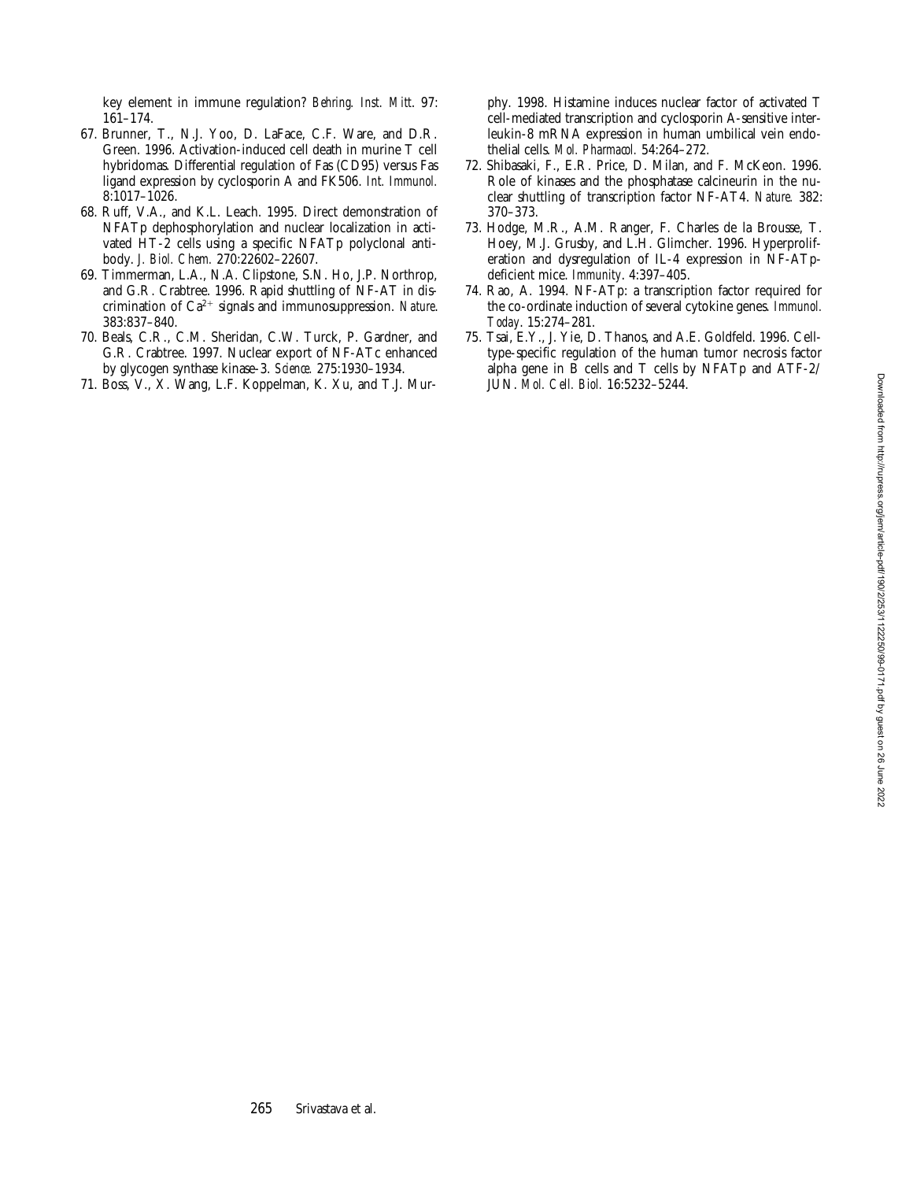key element in immune regulation? *Behring. Inst. Mitt.* 97: 161–174.

67. Brunner, T., N.J. Yoo, D. LaFace, C.F. Ware, and D.R. Green. 1996. Activation-induced cell death in murine T cell hybridomas. Differential regulation of Fas (CD95) versus Fas ligand expression by cyclosporin A and FK506. *Int. Immunol.* 8:1017–1026.
68. Ruff, V.A., and K.L. Leach. 1995. Direct demonstration of NFATp dephosphorylation and nuclear localization in activated HT-2 cells using a specific NFATp polyclonal antibody. *J. Biol. Chem.* 270:22602–22607.
69. Timmerman, L.A., N.A. Clipstone, S.N. Ho, J.P. Northrop, and G.R. Crabtree. 1996. Rapid shuttling of NF-AT in discrimination of $Ca^{2+}$ signals and immunosuppression. *Nature.* 383:837–840.
70. Beals, C.R., C.M. Sheridan, C.W. Turck, P. Gardner, and G.R. Crabtree. 1997. Nuclear export of NF-ATc enhanced by glycogen synthase kinase-3. *Science.* 275:1930–1934.
71. Boss, V., X. Wang, L.F. Koppelman, K. Xu, and T.J. Murphy. 1998. Histamine induces nuclear factor of activated T cell-mediated transcription and cyclosporin A-sensitive interleukin-8 mRNA expression in human umbilical vein endothelial cells. *Mol. Pharmacol.* 54:264–272.
72. Shibasaki, F., E.R. Price, D. Milan, and F. McKeon. 1996. Role of kinases and the phosphatase calcineurin in the nuclear shuttling of transcription factor NF-AT4. *Nature.* 382: 370–373.
73. Hodge, M.R., A.M. Ranger, F. Charles de la Brousse, T. Hoey, M.J. Grusby, and L.H. Glimcher. 1996. Hyperproliferation and dysregulation of IL-4 expression in NF-ATp-deficient mice. *Immunity.* 4:397–405.
74. Rao, A. 1994. NF-ATp: a transcription factor required for the co-ordinate induction of several cytokine genes. *Immunol. Today.* 15:274–281.
75. Tsai, E.Y., J. Yie, D. Thanos, and A.E. Goldfeld. 1996. Cell-type-specific regulation of the human tumor necrosis factor alpha gene in B cells and T cells by NFATp and ATF-2/JUN. *Mol. Cell. Biol.* 16:5232–5244.